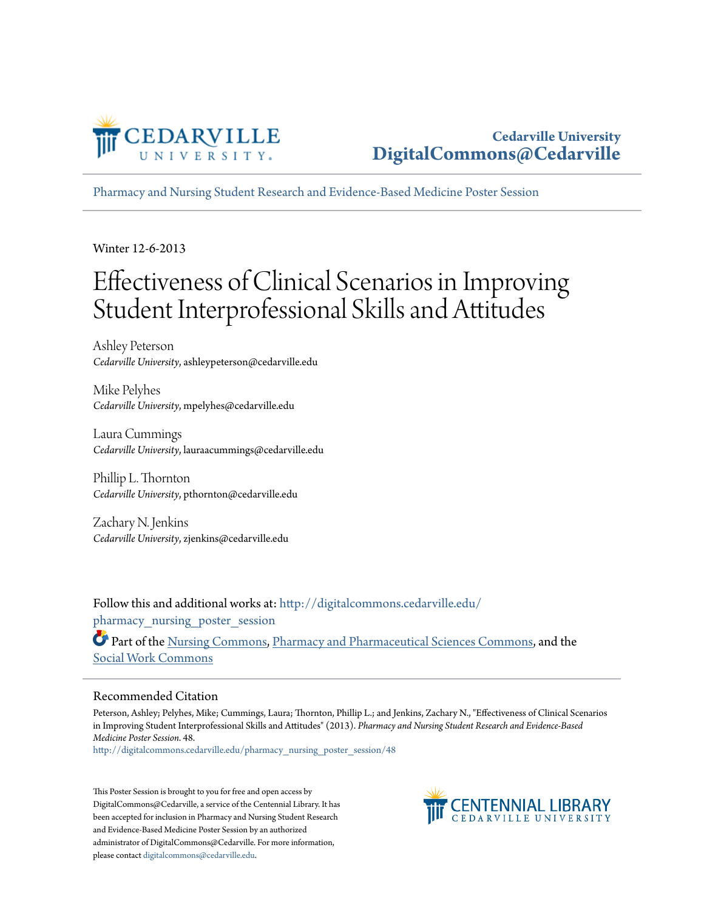Cedarville University
DigitalCommons@Cedarville

Pharmacy and Nursing Student Research and Evidence-Based Medicine Poster Session

Winter 12-6-2013

# Effectiveness of Clinical Scenarios in Improving Student Interprofessional Skills and Attitudes

Ashley Peterson
*Cedarville University*, ashleypeterson@cedarville.edu

Mike Pelyhes
*Cedarville University*, mpelyhes@cedarville.edu

Laura Cummings
*Cedarville University*, lauraacummings@cedarville.edu

Phillip L. Thornton
*Cedarville University*, pthornton@cedarville.edu

Zachary N. Jenkins
*Cedarville University*, zjenkins@cedarville.edu

Follow this and additional works at: http://digitalcommons.cedarville.edu/pharmacy_nursing_poster_session

Part of the Nursing Commons, Pharmacy and Pharmaceutical Sciences Commons, and the Social Work Commons

## Recommended Citation

Peterson, Ashley; Pelyhes, Mike; Cummings, Laura; Thornton, Phillip L.; and Jenkins, Zachary N., "Effectiveness of Clinical Scenarios in Improving Student Interprofessional Skills and Attitudes" (2013). *Pharmacy and Nursing Student Research and Evidence-Based Medicine Poster Session*. 48.
http://digitalcommons.cedarville.edu/pharmacy_nursing_poster_session/48

This Poster Session is brought to you for free and open access by DigitalCommons@Cedarville, a service of the Centennial Library. It has been accepted for inclusion in Pharmacy and Nursing Student Research and Evidence-Based Medicine Poster Session by an authorized administrator of DigitalCommons@Cedarville. For more information, please contact digitalcommons@cedarville.edu.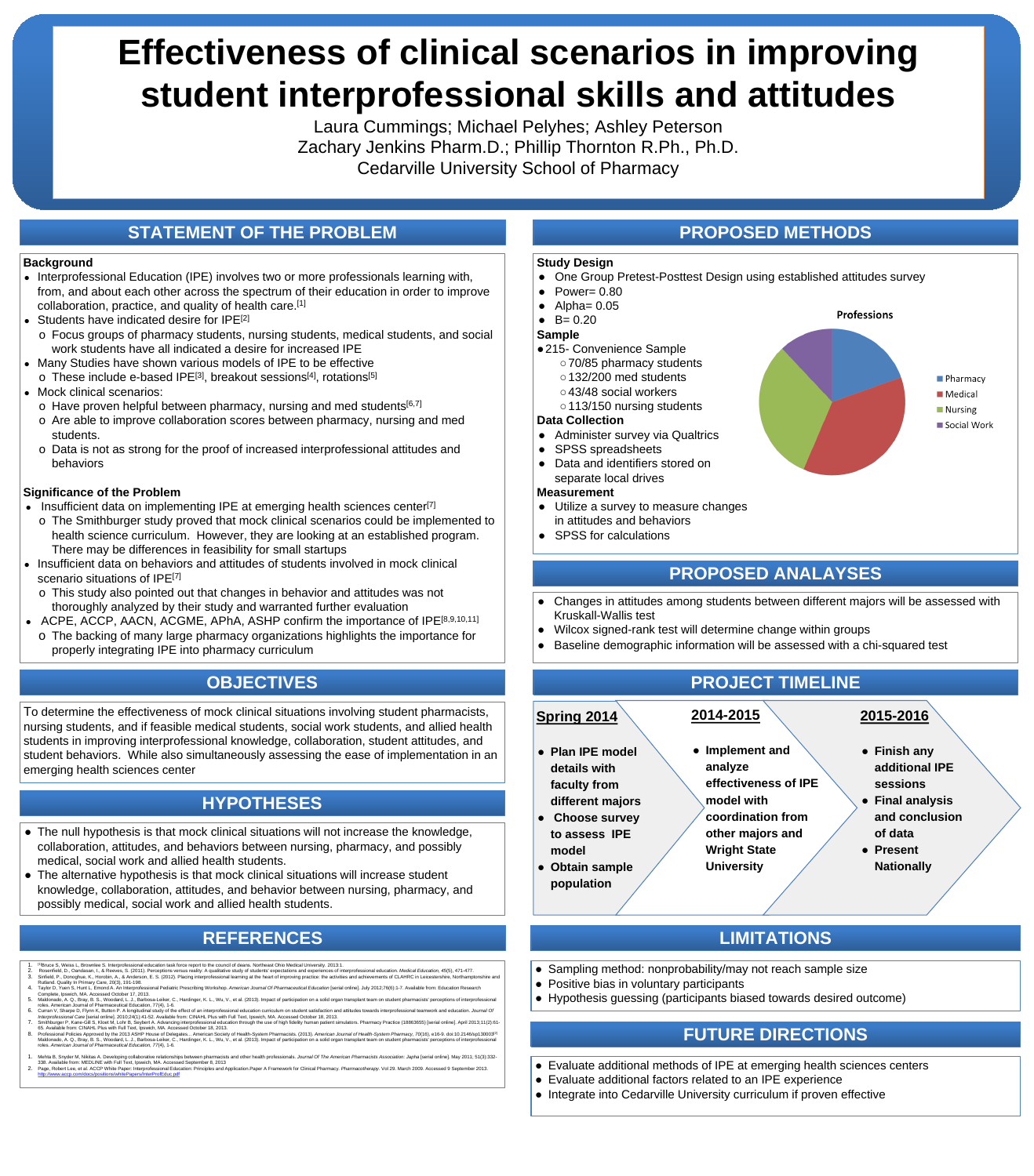# Effectiveness of clinical scenarios in improving student interprofessional skills and attitudes

Laura Cummings; Michael Pelyhes; Ashley Peterson
Zachary Jenkins Pharm.D.; Phillip Thornton R.Ph., Ph.D.
Cedarville University School of Pharmacy

## STATEMENT OF THE PROBLEM

**Background**

- Interprofessional Education (IPE) involves two or more professionals learning with, from, and about each other across the spectrum of their education in order to improve collaboration, practice, and quality of health care.[1]
- Students have indicated desire for IPE[2]
  - Focus groups of pharmacy students, nursing students, medical students, and social work students have all indicated a desire for increased IPE
- Many Studies have shown various models of IPE to be effective
  - These include e-based IPE[3], breakout sessions[4], rotations[5]
- Mock clinical scenarios:
  - Have proven helpful between pharmacy, nursing and med students[6,7]
  - Are able to improve collaboration scores between pharmacy, nursing and med students.
  - Data is not as strong for the proof of increased interprofessional attitudes and behaviors

**Significance of the Problem**

- Insufficient data on implementing IPE at emerging health sciences center[7]
  - The Smithburger study proved that mock clinical scenarios could be implemented to health science curriculum. However, they are looking at an established program. There may be differences in feasibility for small startups
- Insufficient data on behaviors and attitudes of students involved in mock clinical scenario situations of IPE[7]
  - This study also pointed out that changes in behavior and attitudes was not thoroughly analyzed by their study and warranted further evaluation
- ACPE, ACCP, AACN, ACGME, APhA, ASHP confirm the importance of IPE[8,9,10,11]
  - The backing of many large pharmacy organizations highlights the importance for properly integrating IPE into pharmacy curriculum

## OBJECTIVES

To determine the effectiveness of mock clinical situations involving student pharmacists, nursing students, and if feasible medical students, social work students, and allied health students in improving interprofessional knowledge, collaboration, student attitudes, and student behaviors. While also simultaneously assessing the ease of implementation in an emerging health sciences center

## HYPOTHESES

- The null hypothesis is that mock clinical situations will not increase the knowledge, collaboration, attitudes, and behaviors between nursing, pharmacy, and possibly medical, social work and allied health students.
- The alternative hypothesis is that mock clinical situations will increase student knowledge, collaboration, attitudes, and behavior between nursing, pharmacy, and possibly medical, social work and allied health students.

## REFERENCES

1. [1]Bruce S, Weiss L, Brownlee S. Interprofessional education task force report to the council of deans. Northeast Ohio Medical University. 2013:1.
2. Rosenfield, D., Oandasan, I., & Reeves, S. (2011). Perceptions versus reality: A qualitative study of students' expectations and experiences of interprofessional education. *Medical Education*, 45(5), 471-477.
3. Sinfield, P., Donoghue, K., Horobin, A., & Anderson, E. S. (2012). Placing interprofessional learning at the heart of improving practice: the activities and achievements of CLAHRC in Leicestershire, Northamptonshire and Rutland. Quality in Primary Care, 20(3), 191-198.
4. Taylor D, Yuen S, Hunt L, Emond A. An Interprofessional Pediatric Prescribing Workshop. *American Journal Of Pharmaceutical Education* [serial online]. July 2012;76(6):1-7. Available from: Education Research Complete, Ipswich, MA. Accessed October 17, 2013.
5. Maldonado, A. Q., Bray, B. S., Woodard, L. J., Barbosa-Leiker, C., Hardinger, K. L., Wu, V., et al. (2013). Impact of participation on a solid organ transplant team on student pharmacists' perceptions of interprofessional roles. American Journal of Pharmaceutical Education, 77(4), 1-6.
6. Curran V, Sharpe D, Flynn K, Button P. A longitudinal study of the effect of an interprofessional education curriculum on student satisfaction and attitudes towards interprofessional teamwork and education. *Journal Of Interprofessional Care* [serial online]. 2010;24(1):41-52. Available from: CINAHL Plus with Full Text, Ipswich, MA. Accessed October 18, 2013.
7. Smithburger P, Kane-Gill S, Kloet M, Lohr B, Seybert A. Advancing interprofessional education through the use of high fidelity human patient simulators. Pharmacy Practice (18863655) [serial online]. April 2013;11(2):61-65. Available from: CINAHL Plus with Full Text, Ipswich, MA. Accessed October 18, 2013.
8. Professional Policies Approved by the 2013 ASHP House of Delegates... American Society of Health-System Pharmacists. (2013). *American Journal of Health-System Pharmacy*, 70(16), e16-9. doi:10.2146/sp130003[1] Maldonado, A. Q., Bray, B. S., Woodard, L. J., Barbosa-Leiker, C., Hardinger, K. L., Wu, V., et al. (2013). Impact of participation on a solid organ transplant team on student pharmacists' perceptions of interprofessional roles. *American Journal of Pharmaceutical Education*, 77(4), 1-6.

1. Mehta B, Snyder M, Nikitas A. Developing collaborative relationships between pharmacists and other health professionals. *Journal Of The American Pharmacists Association: Japha* [serial online]. May 2011; 51(3):332-339. Available from: MEDLINE with Full Text, Ipswich, MA. Accessed September 8, 2013
2. Page, Robert Lee, et al. ACCP White Paper: Interprofessional Education: Principles and Application.Paper: A Framework for Clinical Pharmacy. *Pharmacotherapy*. Vol 29. March 2009. Accessed 9 September 2013. http://www.accp.com/docs/positions/whitePapers/InterProfEduc.pdf

## PROPOSED METHODS

**Study Design**

- One Group Pretest-Posttest Design using established attitudes survey
- Power= 0.80
- Alpha= 0.05
- B= 0.20

**Sample**

- 215- Convenience Sample
  - 70/85 pharmacy students
  - 132/200 med students
  - 43/48 social workers
  - 113/150 nursing students

**Data Collection**

- Administer survey via Qualtrics
- SPSS spreadsheets
- Data and identifiers stored on separate local drives

**Measurement**

- Utilize a survey to measure changes in attitudes and behaviors
- SPSS for calculations

Professions

Pharmacy
Medical
Nursing
Social Work

## PROPOSED ANALAYSES

- Changes in attitudes among students between different majors will be assessed with Kruskall-Wallis test
- Wilcox signed-rank test will determine change within groups
- Baseline demographic information will be assessed with a chi-squared test

## PROJECT TIMELINE

**Spring 2014**

- Plan IPE model details with faculty from different majors
- Choose survey to assess IPE model
- Obtain sample population

**2014-2015**

- Implement and analyze effectiveness of IPE model with coordination from other majors and Wright State University

**2015-2016**

- Finish any additional IPE sessions
- Final analysis and conclusion of data
- Present Nationally

## LIMITATIONS

- Sampling method: nonprobability/may not reach sample size
- Positive bias in voluntary participants
- Hypothesis guessing (participants biased towards desired outcome)

## FUTURE DIRECTIONS

- Evaluate additional methods of IPE at emerging health sciences centers
- Evaluate additional factors related to an IPE experience
- Integrate into Cedarville University curriculum if proven effective